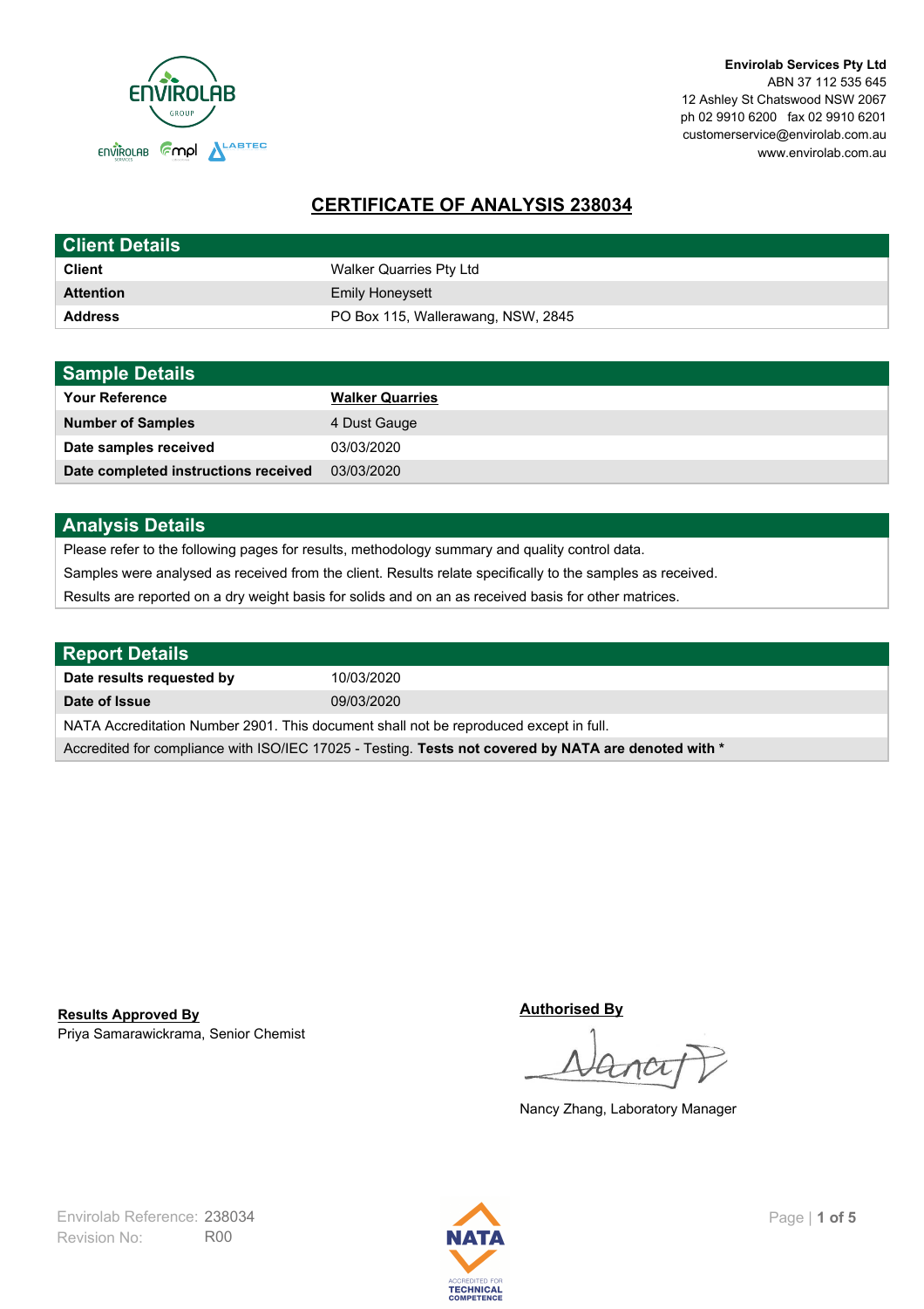**Envirolab Services Pty Ltd**
ABN 37 112 535 645
12 Ashley St Chatswood NSW 2067
ph 02 9910 6200 fax 02 9910 6201
customerservice@envirolab.com.au
www.envirolab.com.au

# CERTIFICATE OF ANALYSIS 238034

## Client Details

| | |
|---|---|
| **Client** | Walker Quarries Pty Ltd |
| **Attention** | Emily Honeysett |
| **Address** | PO Box 115, Wallerawang, NSW, 2845 |

## Sample Details

| | |
|---|---|
| **Your Reference** | **Walker Quarries** |
| **Number of Samples** | 4 Dust Gauge |
| **Date samples received** | 03/03/2020 |
| **Date completed instructions received** | 03/03/2020 |

## Analysis Details

Please refer to the following pages for results, methodology summary and quality control data.

Samples were analysed as received from the client. Results relate specifically to the samples as received.

Results are reported on a dry weight basis for solids and on an as received basis for other matrices.

## Report Details

| | |
|---|---|
| **Date results requested by** | 10/03/2020 |
| **Date of Issue** | 09/03/2020 |

NATA Accreditation Number 2901. This document shall not be reproduced except in full.

Accredited for compliance with ISO/IEC 17025 - Testing. **Tests not covered by NATA are denoted with ***

**Results Approved By**
Priya Samarawickrama, Senior Chemist

**Authorised By**
Nancy Zhang, Laboratory Manager

Envirolab Reference: 238034
Revision No: R00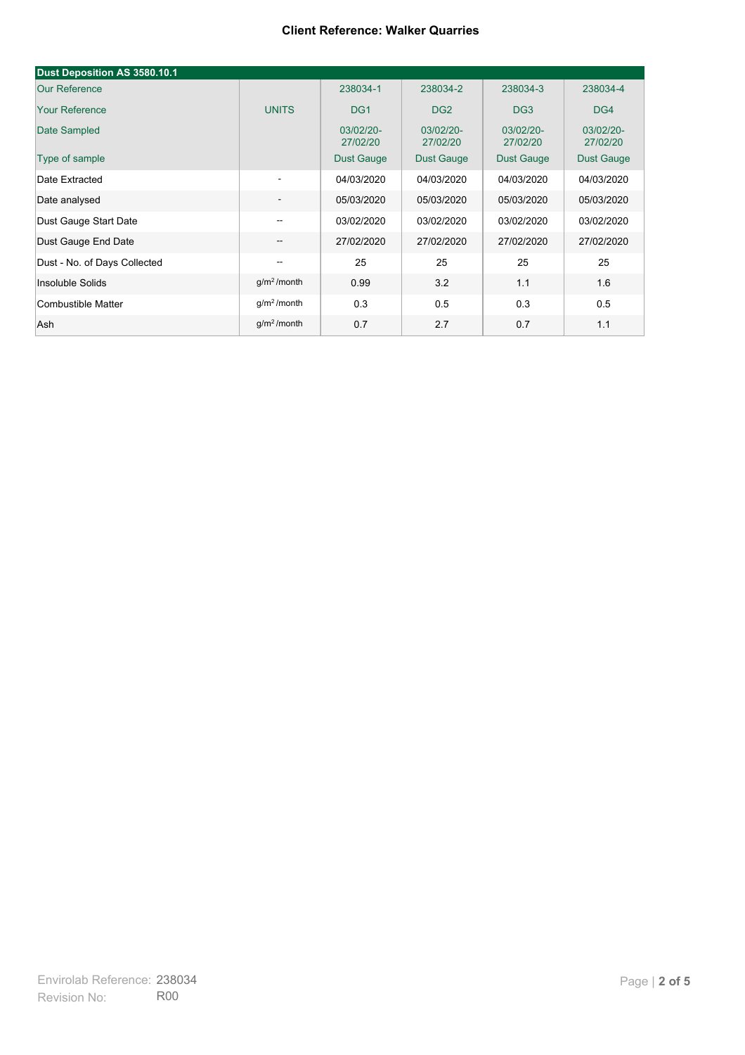**Client Reference: Walker Quarries**

| Dust Deposition AS 3580.10.1 | | | | | |
|---|---|---|---|---|---|
| Our Reference | | 238034-1 | 238034-2 | 238034-3 | 238034-4 |
| Your Reference | UNITS | DG1 | DG2 | DG3 | DG4 |
| Date Sampled | | 03/02/20-27/02/20 | 03/02/20-27/02/20 | 03/02/20-27/02/20 | 03/02/20-27/02/20 |
| Type of sample | | Dust Gauge | Dust Gauge | Dust Gauge | Dust Gauge |
| Date Extracted | - | 04/03/2020 | 04/03/2020 | 04/03/2020 | 04/03/2020 |
| Date analysed | - | 05/03/2020 | 05/03/2020 | 05/03/2020 | 05/03/2020 |
| Dust Gauge Start Date | -- | 03/02/2020 | 03/02/2020 | 03/02/2020 | 03/02/2020 |
| Dust Gauge End Date | -- | 27/02/2020 | 27/02/2020 | 27/02/2020 | 27/02/2020 |
| Dust - No. of Days Collected | -- | 25 | 25 | 25 | 25 |
| Insoluble Solids | $g/m^2$/month | 0.99 | 3.2 | 1.1 | 1.6 |
| Combustible Matter | $g/m^2$/month | 0.3 | 0.5 | 0.3 | 0.5 |
| Ash | $g/m^2$/month | 0.7 | 2.7 | 0.7 | 1.1 |

Envirolab Reference: 238034
Revision No: R00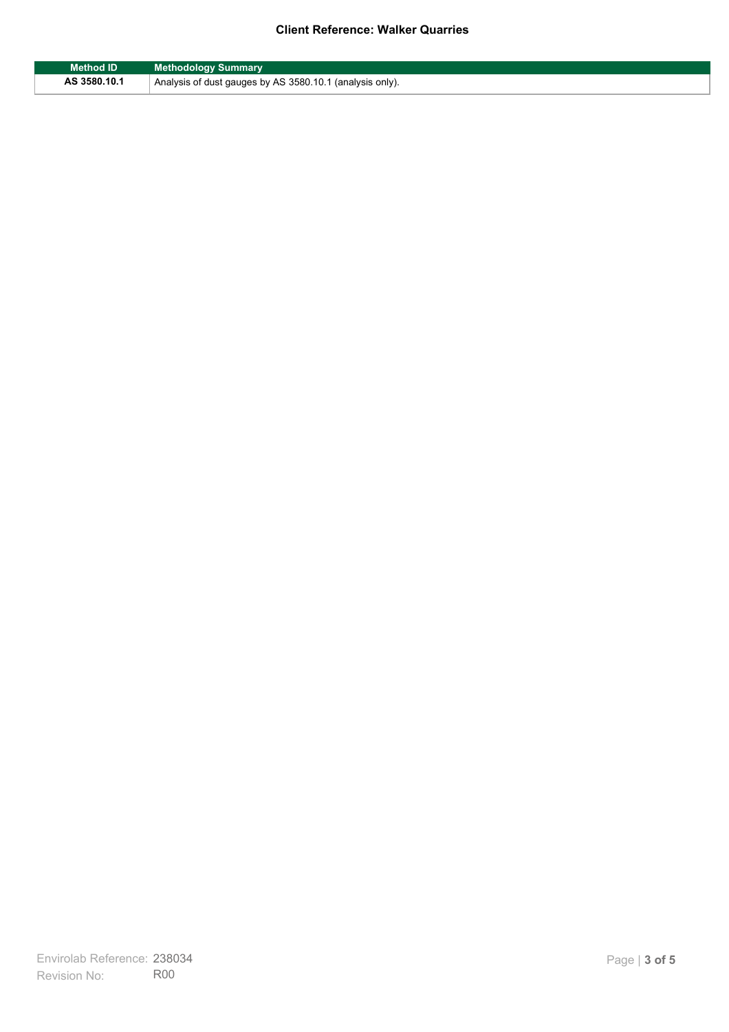**Client Reference: Walker Quarries**

| Method ID | Methodology Summary |
| --- | --- |
| **AS 3580.10.1** | Analysis of dust gauges by AS 3580.10.1 (analysis only). |

Envirolab Reference: 238034
Revision No: R00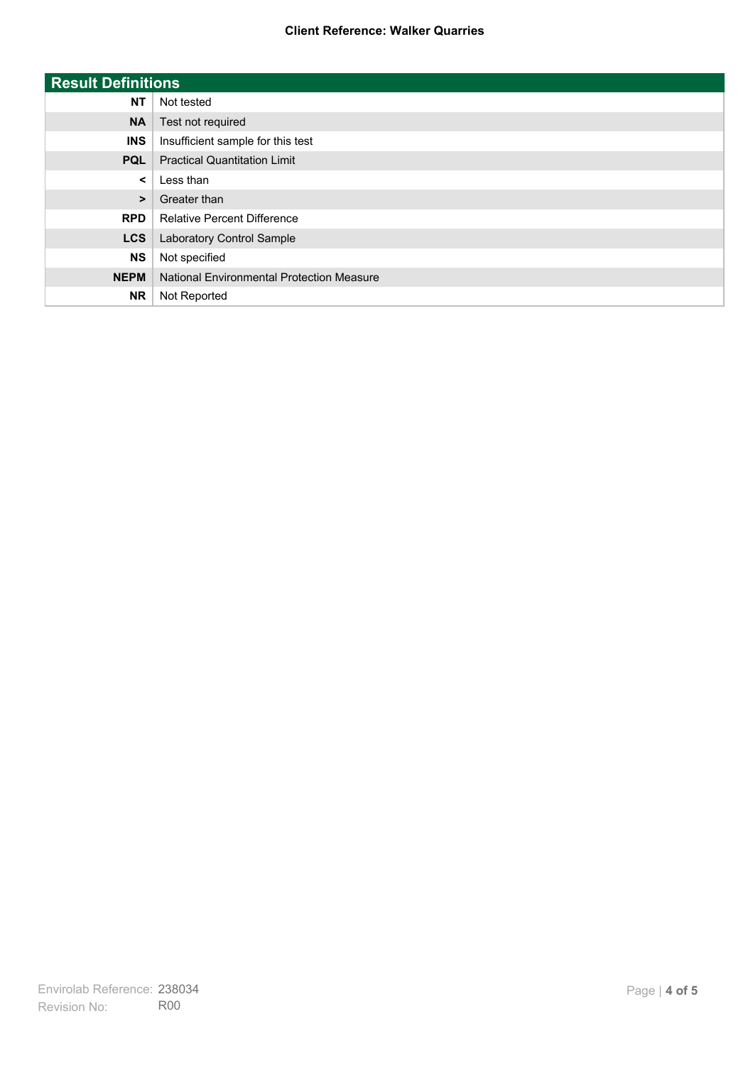| Result Definitions | |
|---|---|
| **NT** | Not tested |
| **NA** | Test not required |
| **INS** | Insufficient sample for this test |
| **PQL** | Practical Quantitation Limit |
| **<** | Less than |
| **>** | Greater than |
| **RPD** | Relative Percent Difference |
| **LCS** | Laboratory Control Sample |
| **NS** | Not specified |
| **NEPM** | National Environmental Protection Measure |
| **NR** | Not Reported |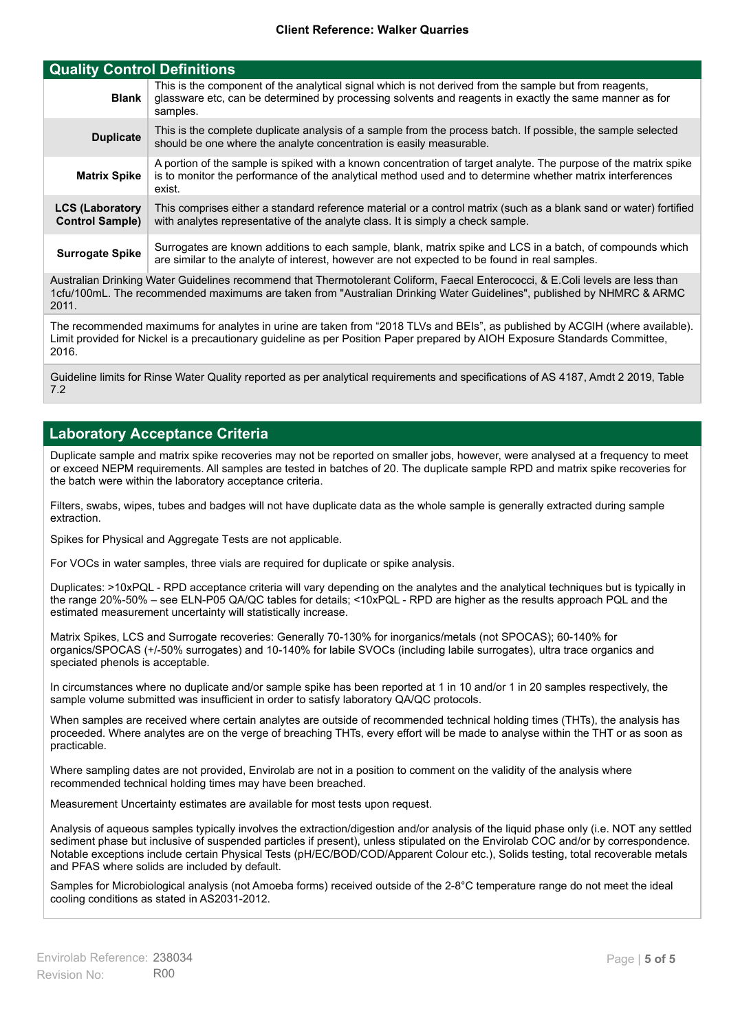**Client Reference: Walker Quarries**

## Quality Control Definitions

| | |
|---|---|
| **Blank** | This is the component of the analytical signal which is not derived from the sample but from reagents, glassware etc, can be determined by processing solvents and reagents in exactly the same manner as for samples. |
| **Duplicate** | This is the complete duplicate analysis of a sample from the process batch. If possible, the sample selected should be one where the analyte concentration is easily measurable. |
| **Matrix Spike** | A portion of the sample is spiked with a known concentration of target analyte. The purpose of the matrix spike is to monitor the performance of the analytical method used and to determine whether matrix interferences exist. |
| **LCS (Laboratory Control Sample)** | This comprises either a standard reference material or a control matrix (such as a blank sand or water) fortified with analytes representative of the analyte class. It is simply a check sample. |
| **Surrogate Spike** | Surrogates are known additions to each sample, blank, matrix spike and LCS in a batch, of compounds which are similar to the analyte of interest, however are not expected to be found in real samples. |

Australian Drinking Water Guidelines recommend that Thermotolerant Coliform, Faecal Enterococci, & E.Coli levels are less than 1cfu/100mL. The recommended maximums are taken from "Australian Drinking Water Guidelines", published by NHMRC & ARMC 2011.

The recommended maximums for analytes in urine are taken from “2018 TLVs and BEIs”, as published by ACGIH (where available). Limit provided for Nickel is a precautionary guideline as per Position Paper prepared by AIOH Exposure Standards Committee, 2016.

Guideline limits for Rinse Water Quality reported as per analytical requirements and specifications of AS 4187, Amdt 2 2019, Table 7.2

## Laboratory Acceptance Criteria

Duplicate sample and matrix spike recoveries may not be reported on smaller jobs, however, were analysed at a frequency to meet or exceed NEPM requirements. All samples are tested in batches of 20. The duplicate sample RPD and matrix spike recoveries for the batch were within the laboratory acceptance criteria.

Filters, swabs, wipes, tubes and badges will not have duplicate data as the whole sample is generally extracted during sample extraction.

Spikes for Physical and Aggregate Tests are not applicable.

For VOCs in water samples, three vials are required for duplicate or spike analysis.

Duplicates: >10xPQL - RPD acceptance criteria will vary depending on the analytes and the analytical techniques but is typically in the range 20%-50% – see ELN-P05 QA/QC tables for details; <10xPQL - RPD are higher as the results approach PQL and the estimated measurement uncertainty will statistically increase.

Matrix Spikes, LCS and Surrogate recoveries: Generally 70-130% for inorganics/metals (not SPOCAS); 60-140% for organics/SPOCAS (+/-50% surrogates) and 10-140% for labile SVOCs (including labile surrogates), ultra trace organics and speciated phenols is acceptable.

In circumstances where no duplicate and/or sample spike has been reported at 1 in 10 and/or 1 in 20 samples respectively, the sample volume submitted was insufficient in order to satisfy laboratory QA/QC protocols.

When samples are received where certain analytes are outside of recommended technical holding times (THTs), the analysis has proceeded. Where analytes are on the verge of breaching THTs, every effort will be made to analyse within the THT or as soon as practicable.

Where sampling dates are not provided, Envirolab are not in a position to comment on the validity of the analysis where recommended technical holding times may have been breached.

Measurement Uncertainty estimates are available for most tests upon request.

Analysis of aqueous samples typically involves the extraction/digestion and/or analysis of the liquid phase only (i.e. NOT any settled sediment phase but inclusive of suspended particles if present), unless stipulated on the Envirolab COC and/or by correspondence. Notable exceptions include certain Physical Tests (pH/EC/BOD/COD/Apparent Colour etc.), Solids testing, total recoverable metals and PFAS where solids are included by default.

Samples for Microbiological analysis (not Amoeba forms) received outside of the 2-8°C temperature range do not meet the ideal cooling conditions as stated in AS2031-2012.

Envirolab Reference: 238034
Revision No: R00